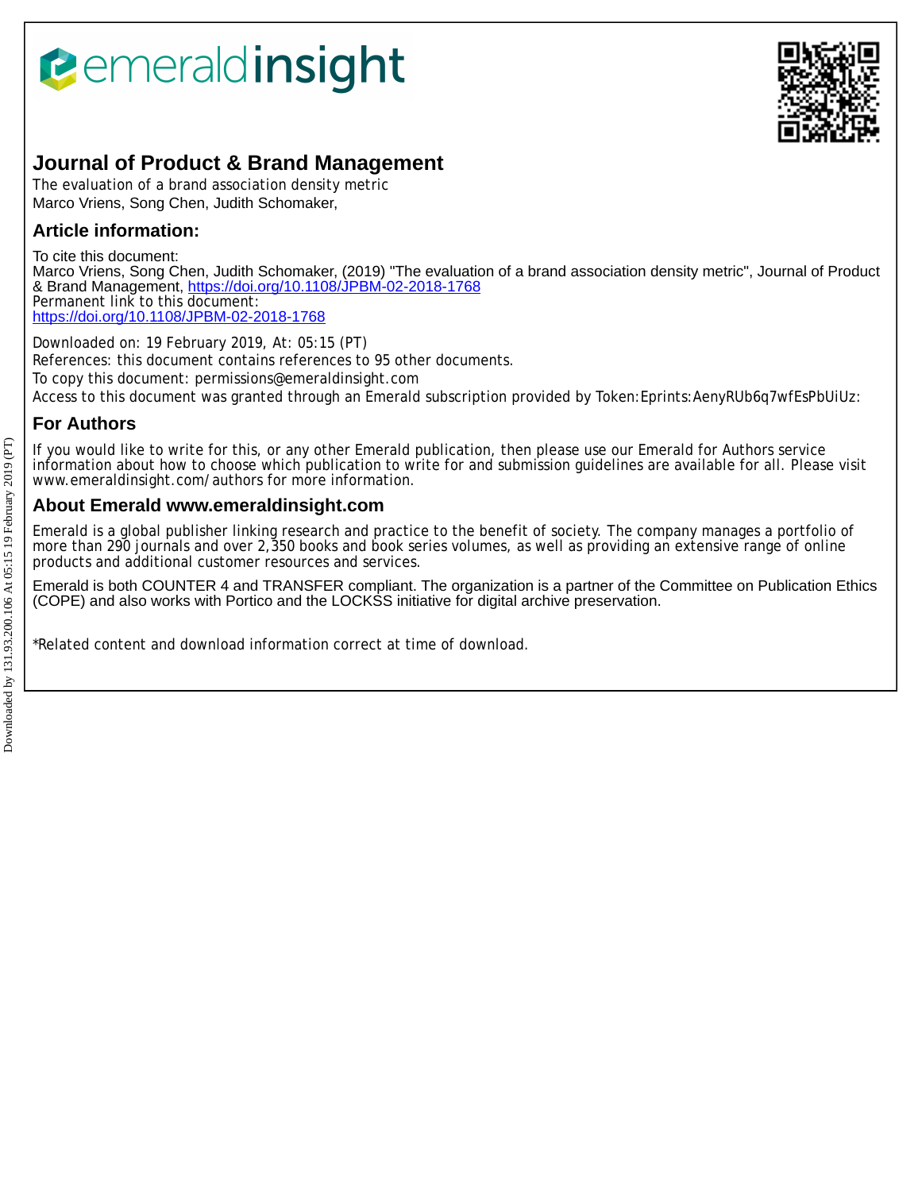# Journal of Product & Brand Management

The evaluation of a brand association density metric

Marco Vriens, Song Chen, Judith Schomaker,

## Article information:

To cite this document:

Marco Vriens, Song Chen, Judith Schomaker, (2019) "The evaluation of a brand association density metric", Journal of Product & Brand Management, https://doi.org/10.1108/JPBM-02-2018-1768

Permanent link to this document:

https://doi.org/10.1108/JPBM-02-2018-1768

Downloaded on: 19 February 2019, At: 05:15 (PT)

References: this document contains references to 95 other documents.

To copy this document: permissions@emeraldinsight.com

Access to this document was granted through an Emerald subscription provided by Token:Eprints:AenyRUb6q7wfEsPbUiUz:

## For Authors

If you would like to write for this, or any other Emerald publication, then please use our Emerald for Authors service information about how to choose which publication to write for and submission guidelines are available for all. Please visit www.emeraldinsight.com/authors for more information.

## About Emerald www.emeraldinsight.com

Emerald is a global publisher linking research and practice to the benefit of society. The company manages a portfolio of more than 290 journals and over 2,350 books and book series volumes, as well as providing an extensive range of online products and additional customer resources and services.

Emerald is both COUNTER 4 and TRANSFER compliant. The organization is a partner of the Committee on Publication Ethics (COPE) and also works with Portico and the LOCKSS initiative for digital archive preservation.

*Related content and download information correct at time of download.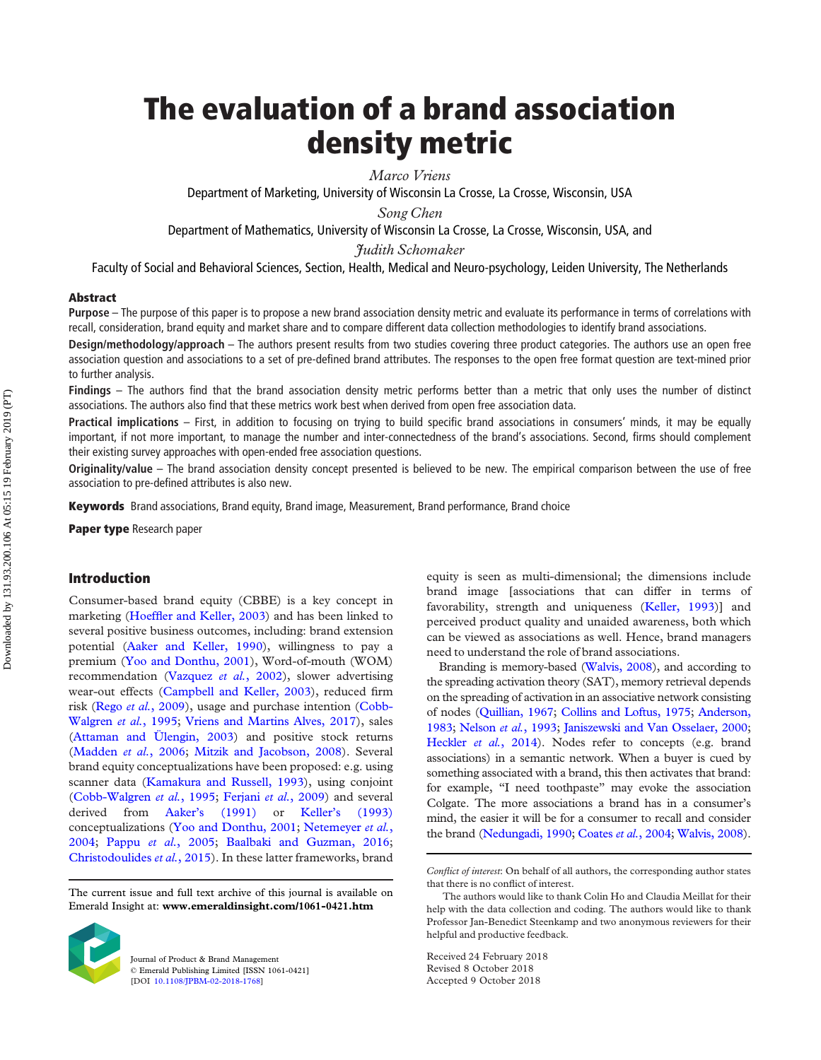# The evaluation of a brand association density metric

*Marco Vriens*

Department of Marketing, University of Wisconsin La Crosse, La Crosse, Wisconsin, USA

*Song Chen*

Department of Mathematics, University of Wisconsin La Crosse, La Crosse, Wisconsin, USA, and

*Judith Schomaker*

Faculty of Social and Behavioral Sciences, Section, Health, Medical and Neuro-psychology, Leiden University, The Netherlands

## Abstract

**Purpose** – The purpose of this paper is to propose a new brand association density metric and evaluate its performance in terms of correlations with recall, consideration, brand equity and market share and to compare different data collection methodologies to identify brand associations.

**Design/methodology/approach** – The authors present results from two studies covering three product categories. The authors use an open free association question and associations to a set of pre-defined brand attributes. The responses to the open free format question are text-mined prior to further analysis.

**Findings** – The authors find that the brand association density metric performs better than a metric that only uses the number of distinct associations. The authors also find that these metrics work best when derived from open free association data.

**Practical implications** – First, in addition to focusing on trying to build specific brand associations in consumers' minds, it may be equally important, if not more important, to manage the number and inter-connectedness of the brand's associations. Second, firms should complement their existing survey approaches with open-ended free association questions.

**Originality/value** – The brand association density concept presented is believed to be new. The empirical comparison between the use of free association to pre-defined attributes is also new.

**Keywords** Brand associations, Brand equity, Brand image, Measurement, Brand performance, Brand choice

**Paper type** Research paper

## Introduction

Consumer-based brand equity (CBBE) is a key concept in marketing (Hoeffler and Keller, 2003) and has been linked to several positive business outcomes, including: brand extension potential (Aaker and Keller, 1990), willingness to pay a premium (Yoo and Donthu, 2001), Word-of-mouth (WOM) recommendation (Vazquez *et al.*, 2002), slower advertising wear-out effects (Campbell and Keller, 2003), reduced firm risk (Rego *et al.*, 2009), usage and purchase intention (Cobb-Walgren *et al.*, 1995; Vriens and Martins Alves, 2017), sales (Attaman and Ülengin, 2003) and positive stock returns (Madden *et al.*, 2006; Mitzik and Jacobson, 2008). Several brand equity conceptualizations have been proposed: e.g. using scanner data (Kamakura and Russell, 1993), using conjoint (Cobb-Walgren *et al.*, 1995; Ferjani *et al.*, 2009) and several derived from Aaker's (1991) or Keller's (1993) conceptualizations (Yoo and Donthu, 2001; Netemeyer *et al.*, 2004; Pappu *et al.*, 2005; Baalbaki and Guzman, 2016; Christodoulides *et al.*, 2015). In these latter frameworks, brand equity is seen as multi-dimensional; the dimensions include brand image [associations that can differ in terms of favorability, strength and uniqueness (Keller, 1993)] and perceived product quality and unaided awareness, both which can be viewed as associations as well. Hence, brand managers need to understand the role of brand associations.

Branding is memory-based (Walvis, 2008), and according to the spreading activation theory (SAT), memory retrieval depends on the spreading of activation in an associative network consisting of nodes (Quillian, 1967; Collins and Loftus, 1975; Anderson, 1983; Nelson *et al.*, 1993; Janiszewski and Van Osselaer, 2000; Heckler *et al.*, 2014). Nodes refer to concepts (e.g. brand associations) in a semantic network. When a buyer is cued by something associated with a brand, this then activates that brand: for example, "I need toothpaste" may evoke the association Colgate. The more associations a brand has in a consumer's mind, the easier it will be for a consumer to recall and consider the brand (Nedungadi, 1990; Coates *et al.*, 2004; Walvis, 2008).

The current issue and full text archive of this journal is available on Emerald Insight at: **www.emeraldinsight.com/1061-0421.htm**

Journal of Product & Brand Management
© Emerald Publishing Limited [ISSN 1061-0421]
[DOI 10.1108/JPBM-02-2018-1768]

*Conflict of interest*: On behalf of all authors, the corresponding author states that there is no conflict of interest.

The authors would like to thank Colin Ho and Claudia Meillat for their help with the data collection and coding. The authors would like to thank Professor Jan-Benedict Steenkamp and two anonymous reviewers for their helpful and productive feedback.

Received 24 February 2018
Revised 8 October 2018
Accepted 9 October 2018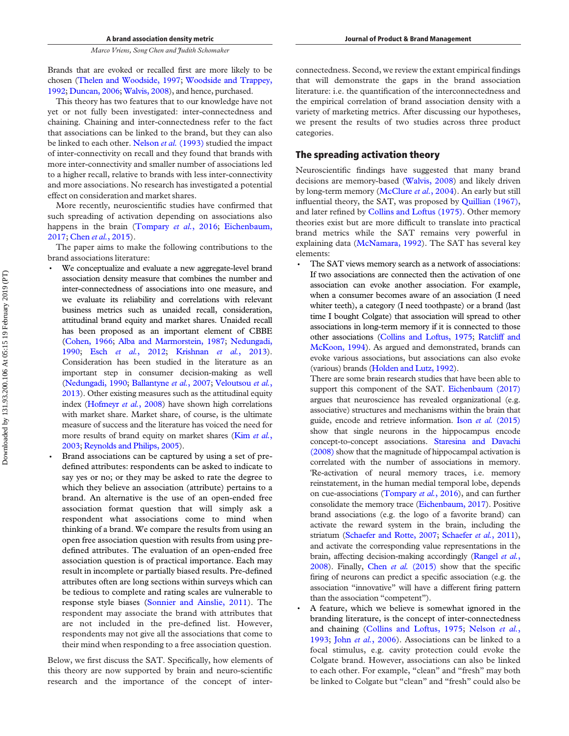Brands that are evoked or recalled first are more likely to be chosen (Thelen and Woodside, 1997; Woodside and Trappey, 1992; Duncan, 2006; Walvis, 2008), and hence, purchased.

This theory has two features that to our knowledge have not yet or not fully been investigated: inter-connectedness and chaining. Chaining and inter-connectedness refer to the fact that associations can be linked to the brand, but they can also be linked to each other. Nelson *et al.* (1993) studied the impact of inter-connectivity on recall and they found that brands with more inter-connectivity and smaller number of associations led to a higher recall, relative to brands with less inter-connectivity and more associations. No research has investigated a potential effect on consideration and market shares.

More recently, neuroscientific studies have confirmed that such spreading of activation depending on associations also happens in the brain (Tompary *et al.*, 2016; Eichenbaum, 2017; Chen *et al.*, 2015).

The paper aims to make the following contributions to the brand associations literature:

- We conceptualize and evaluate a new aggregate-level brand association density measure that combines the number and inter-connectedness of associations into one measure, and we evaluate its reliability and correlations with relevant business metrics such as unaided recall, consideration, attitudinal brand equity and market shares. Unaided recall has been proposed as an important element of CBBE (Cohen, 1966; Alba and Marmorstein, 1987; Nedungadi, 1990; Esch *et al.*, 2012; Krishnan *et al.*, 2013). Consideration has been studied in the literature as an important step in consumer decision-making as well (Nedungadi, 1990; Ballantyne *et al.*, 2007; Veloutsou *et al.*, 2013). Other existing measures such as the attitudinal equity index (Hofmeyr *et al.*, 2008) have shown high correlations with market share. Market share, of course, is the ultimate measure of success and the literature has voiced the need for more results of brand equity on market shares (Kim *et al.*, 2003; Reynolds and Philips, 2005).
- Brand associations can be captured by using a set of pre-defined attributes: respondents can be asked to indicate to say yes or no; or they may be asked to rate the degree to which they believe an association (attribute) pertains to a brand. An alternative is the use of an open-ended free association format question that will simply ask a respondent what associations come to mind when thinking of a brand. We compare the results from using an open free association question with results from using pre-defined attributes. The evaluation of an open-ended free association question is of practical importance. Each may result in incomplete or partially biased results. Pre-defined attributes often are long sections within surveys which can be tedious to complete and rating scales are vulnerable to response style biases (Sonnier and Ainslie, 2011). The respondent may associate the brand with attributes that are not included in the pre-defined list. However, respondents may not give all the associations that come to their mind when responding to a free association question.

Below, we first discuss the SAT. Specifically, how elements of this theory are now supported by brain and neuro-scientific research and the importance of the concept of inter-connectedness. Second, we review the extant empirical findings that will demonstrate the gaps in the brand association literature: i.e. the quantification of the interconnectedness and the empirical correlation of brand association density with a variety of marketing metrics. After discussing our hypotheses, we present the results of two studies across three product categories.

## The spreading activation theory

Neuroscientific findings have suggested that many brand decisions are memory-based (Walvis, 2008) and likely driven by long-term memory (McClure *et al.*, 2004). An early but still influential theory, the SAT, was proposed by Quillian (1967), and later refined by Collins and Loftus (1975). Other memory theories exist but are more difficult to translate into practical brand metrics while the SAT remains very powerful in explaining data (McNamara, 1992). The SAT has several key elements:

- The SAT views memory search as a network of associations: If two associations are connected then the activation of one association can evoke another association. For example, when a consumer becomes aware of an association (I need whiter teeth), a category (I need toothpaste) or a brand (last time I bought Colgate) that association will spread to other associations in long-term memory if it is connected to those other associations (Collins and Loftus, 1975; Ratcliff and McKoon, 1994). As argued and demonstrated, brands can evoke various associations, but associations can also evoke (various) brands (Holden and Lutz, 1992).

  There are some brain research studies that have been able to support this component of the SAT. Eichenbaum (2017) argues that neuroscience has revealed organizational (e.g. associative) structures and mechanisms within the brain that guide, encode and retrieve information. Ison *et al.* (2015) show that single neurons in the hippocampus encode concept-to-concept associations. Staresina and Davachi (2008) show that the magnitude of hippocampal activation is correlated with the number of associations in memory. 'Re-activation of neural memory traces, i.e. memory reinstatement, in the human medial temporal lobe, depends on cue-associations (Tompary *et al.*, 2016), and can further consolidate the memory trace (Eichenbaum, 2017). Positive brand associations (e.g. the logo of a favorite brand) can activate the reward system in the brain, including the striatum (Schaefer and Rotte, 2007; Schaefer *et al.*, 2011), and activate the corresponding value representations in the brain, affecting decision-making accordingly (Rangel *et al.*, 2008). Finally, Chen *et al.* (2015) show that the specific firing of neurons can predict a specific association (e.g. the association "innovative" will have a different firing pattern than the association "competent").
- A feature, which we believe is somewhat ignored in the branding literature, is the concept of inter-connectedness and chaining (Collins and Loftus, 1975; Nelson *et al.*, 1993; John *et al.*, 2006). Associations can be linked to a focal stimulus, e.g. cavity protection could evoke the Colgate brand. However, associations can also be linked to each other. For example, "clean" and "fresh" may both be linked to Colgate but "clean" and "fresh" could also be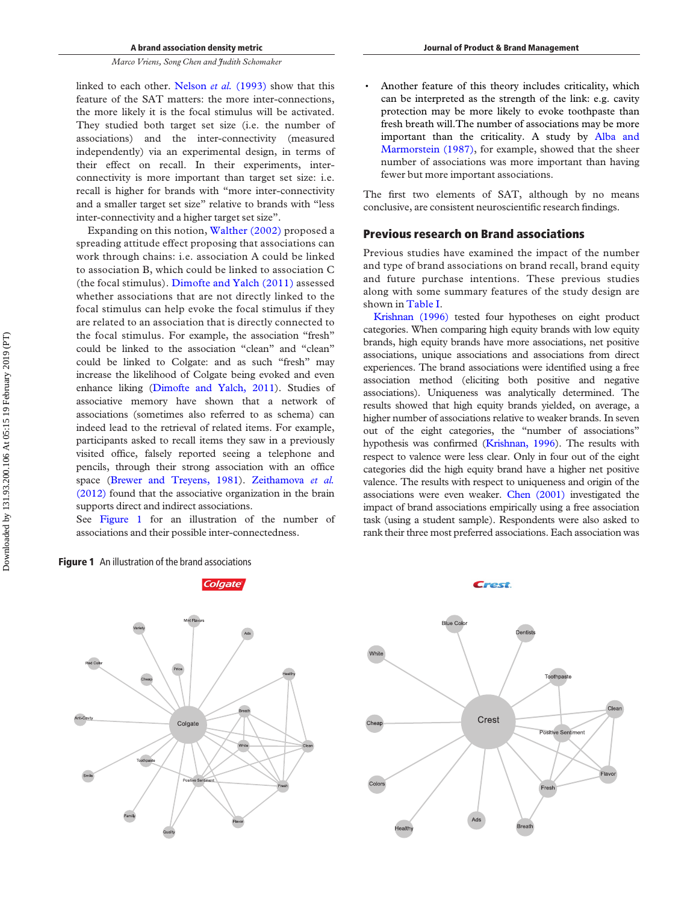linked to each other. Nelson *et al.* (1993) show that this feature of the SAT matters: the more inter-connections, the more likely it is the focal stimulus will be activated. They studied both target set size (i.e. the number of associations) and the inter-connectivity (measured independently) via an experimental design, in terms of their effect on recall. In their experiments, inter-connectivity is more important than target set size: i.e. recall is higher for brands with "more inter-connectivity and a smaller target set size" relative to brands with "less inter-connectivity and a higher target set size".

Expanding on this notion, Walther (2002) proposed a spreading attitude effect proposing that associations can work through chains: i.e. association A could be linked to association B, which could be linked to association C (the focal stimulus). Dimofte and Yalch (2011) assessed whether associations that are not directly linked to the focal stimulus can help evoke the focal stimulus if they are related to an association that is directly connected to the focal stimulus. For example, the association "fresh" could be linked to the association "clean" and "clean" could be linked to Colgate: and as such "fresh" may increase the likelihood of Colgate being evoked and even enhance liking (Dimofte and Yalch, 2011). Studies of associative memory have shown that a network of associations (sometimes also referred to as schema) can indeed lead to the retrieval of related items. For example, participants asked to recall items they saw in a previously visited office, falsely reported seeing a telephone and pencils, through their strong association with an office space (Brewer and Treyens, 1981). Zeithamova *et al.* (2012) found that the associative organization in the brain supports direct and indirect associations.

See Figure 1 for an illustration of the number of associations and their possible inter-connectedness.

- Another feature of this theory includes criticality, which can be interpreted as the strength of the link: e.g. cavity protection may be more likely to evoke toothpaste than fresh breath will.The number of associations may be more important than the criticality. A study by Alba and Marmorstein (1987), for example, showed that the sheer number of associations was more important than having fewer but more important associations.

The first two elements of SAT, although by no means conclusive, are consistent neuroscientific research findings.

## Previous research on Brand associations

Previous studies have examined the impact of the number and type of brand associations on brand recall, brand equity and future purchase intentions. These previous studies along with some summary features of the study design are shown in Table I.

Krishnan (1996) tested four hypotheses on eight product categories. When comparing high equity brands with low equity brands, high equity brands have more associations, net positive associations, unique associations and associations from direct experiences. The brand associations were identified using a free association method (eliciting both positive and negative associations). Uniqueness was analytically determined. The results showed that high equity brands yielded, on average, a higher number of associations relative to weaker brands. In seven out of the eight categories, the "number of associations" hypothesis was confirmed (Krishnan, 1996). The results with respect to valence were less clear. Only in four out of the eight categories did the high equity brand have a higher net positive valence. The results with respect to uniqueness and origin of the associations were even weaker. Chen (2001) investigated the impact of brand associations empirically using a free association task (using a student sample). Respondents were also asked to rank their three most preferred associations. Each association was

**Figure 1** An illustration of the brand associations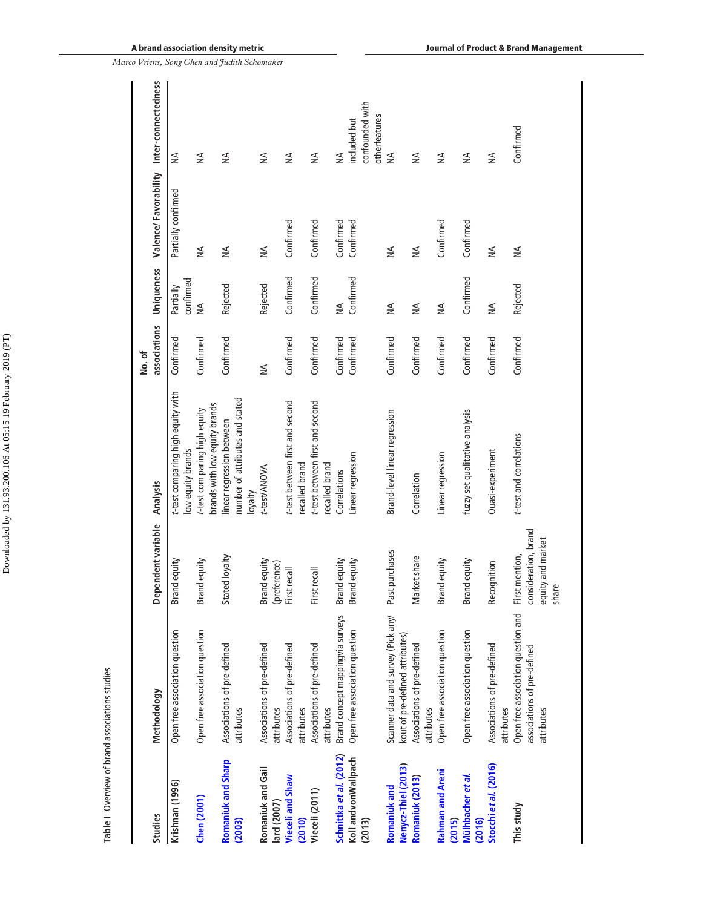**Table I** Overview of brand associations studies

| Studies | Methodology | Dependent variable | Analysis | No. of associations | Uniqueness | Valence/ Favorability | Inter-connectedness |
|---|---|---|---|---|---|---|---|
| Krishnan (1996) | Open free association question | Brand equity | t-test comparing high equity with low equity brands | Confirmed | Partially confirmed | Partially confirmed | NA |
| Chen (2001) | Open free association question | Brand equity | t-test com paring high equity brands with low equity brands | Confirmed | NA | NA | NA |
| Romaniuk and Sharp (2003) | Associations of pre-defined attributes | Stated loyalty | linear regression between number of attributes and stated loyalty | Confirmed | Rejected | NA | NA |
| Romaniuk and Gaillard (2007) | Associations of pre-defined attributes | Brand equity (preference) | t-test/ANOVA | NA | Rejected | NA | NA |
| Vieceli and Shaw (2010) | Associations of pre-defined attributes | First recall | t-test between first and second recalled brand | Confirmed | Confirmed | Confirmed | NA |
| Vieceli (2011) | Associations of pre-defined attributes | First recall | t-test between first and second recalled brand | Confirmed | Confirmed | Confirmed | NA |
| Schnittka et al. (2012) | Brand concept mappingvia surveys | Brand equity | Correlations | Confirmed | NA | Confirmed | NA |
| Koll andvonWallpach (2013) | Open free association question | Brand equity | Linear regression | Confirmed | Confirmed | Confirmed | included but confounded with otherfeatures |
| Romaniuk and Nenycz-Thiel (2013) | Scanner data and survey (Pick any/kout of pre-defined attributes) | Past purchases | Brand-level linear regression | Confirmed | NA | NA | NA |
| Romaniuk (2013) | Associations of pre-defined attributes | Market share | Correlation | Confirmed | NA | NA | NA |
| Rahman and Areni (2015) | Open free association question | Brand equity | Linear regression | Confirmed | NA | Confirmed | NA |
| Mülhbacher et al. (2016) | Open free association question | Brand equity | fuzzy set qualitative analysis | Confirmed | Confirmed | Confirmed | NA |
| Stocchi et al. (2016) | Associations of pre-defined attributes | Recognition | Ouasi-experiment | Confirmed | NA | NA | NA |
| This study | Open free association question and associations of pre-defined attributes | First mention, consideration, brand equity and market share | t-test and correlations | Confirmed | Rejected | NA | Confirmed |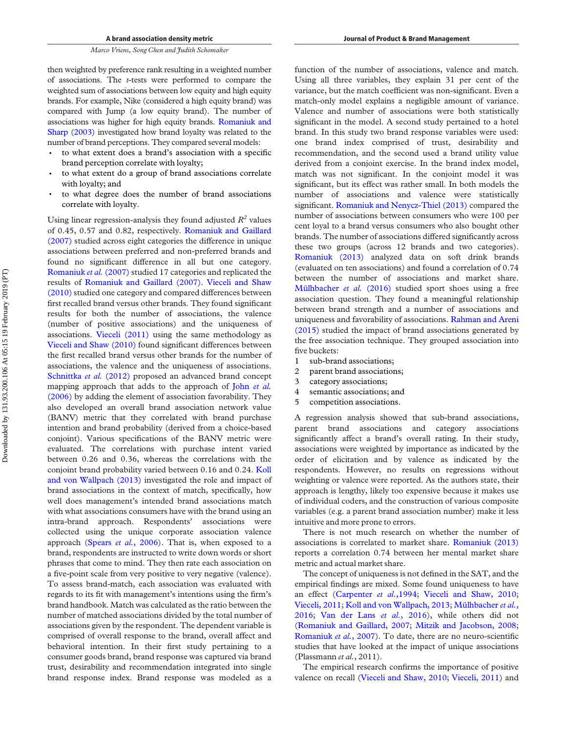then weighted by preference rank resulting in a weighted number of associations. The *t*-tests were performed to compare the weighted sum of associations between low equity and high equity brands. For example, Nike (considered a high equity brand) was compared with Jump (a low equity brand). The number of associations was higher for high equity brands. Romaniuk and Sharp (2003) investigated how brand loyalty was related to the number of brand perceptions. They compared several models:

- to what extent does a brand's association with a specific brand perception correlate with loyalty;
- to what extent do a group of brand associations correlate with loyalty; and
- to what degree does the number of brand associations correlate with loyalty.

Using linear regression-analysis they found adjusted $R^2$ values of 0.45, 0.57 and 0.82, respectively. Romaniuk and Gaillard (2007) studied across eight categories the difference in unique associations between preferred and non-preferred brands and found no significant difference in all but one category. Romaniuk *et al.* (2007) studied 17 categories and replicated the results of Romaniuk and Gaillard (2007). Vieceli and Shaw (2010) studied one category and compared differences between first recalled brand versus other brands. They found significant results for both the number of associations, the valence (number of positive associations) and the uniqueness of associations. Vieceli (2011) using the same methodology as Vieceli and Shaw (2010) found significant differences between the first recalled brand versus other brands for the number of associations, the valence and the uniqueness of associations. Schnittka *et al.* (2012) proposed an advanced brand concept mapping approach that adds to the approach of John *et al.* (2006) by adding the element of association favorability. They also developed an overall brand association network value (BANV) metric that they correlated with brand purchase intention and brand probability (derived from a choice-based conjoint). Various specifications of the BANV metric were evaluated. The correlations with purchase intent varied between 0.26 and 0.36, whereas the correlations with the conjoint brand probability varied between 0.16 and 0.24. Koll and von Wallpach (2013) investigated the role and impact of brand associations in the context of match, specifically, how well does management's intended brand associations match with what associations consumers have with the brand using an intra-brand approach. Respondents' associations were collected using the unique corporate association valence approach (Spears *et al.*, 2006). That is, when exposed to a brand, respondents are instructed to write down words or short phrases that come to mind. They then rate each association on a five-point scale from very positive to very negative (valence). To assess brand-match, each association was evaluated with regards to its fit with management's intentions using the firm's brand handbook. Match was calculated as the ratio between the number of matched associations divided by the total number of associations given by the respondent. The dependent variable is comprised of overall response to the brand, overall affect and behavioral intention. In their first study pertaining to a consumer goods brand, brand response was captured via brand trust, desirability and recommendation integrated into single brand response index. Brand response was modeled as a function of the number of associations, valence and match. Using all three variables, they explain 31 per cent of the variance, but the match coefficient was non-significant. Even a match-only model explains a negligible amount of variance. Valence and number of associations were both statistically significant in the model. A second study pertained to a hotel brand. In this study two brand response variables were used: one brand index comprised of trust, desirability and recommendation, and the second used a brand utility value derived from a conjoint exercise. In the brand index model, match was not significant. In the conjoint model it was significant, but its effect was rather small. In both models the number of associations and valence were statistically significant. Romaniuk and Nenycz-Thiel (2013) compared the number of associations between consumers who were 100 per cent loyal to a brand versus consumers who also bought other brands. The number of associations differed significantly across these two groups (across 12 brands and two categories). Romaniuk (2013) analyzed data on soft drink brands (evaluated on ten associations) and found a correlation of 0.74 between the number of associations and market share. Mühlbacher *et al.* (2016) studied sport shoes using a free association question. They found a meaningful relationship between brand strength and a number of associations and uniqueness and favorability of associations. Rahman and Areni (2015) studied the impact of brand associations generated by the free association technique. They grouped association into five buckets:

1. sub-brand associations;
2. parent brand associations;
3. category associations;
4. semantic associations; and
5. competition associations.

A regression analysis showed that sub-brand associations, parent brand associations and category associations significantly affect a brand's overall rating. In their study, associations were weighted by importance as indicated by the order of elicitation and by valence as indicated by the respondents. However, no results on regressions without weighting or valence were reported. As the authors state, their approach is lengthy, likely too expensive because it makes use of individual coders, and the construction of various composite variables (e.g. a parent brand association number) make it less intuitive and more prone to errors.

There is not much research on whether the number of associations is correlated to market share. Romaniuk (2013) reports a correlation 0.74 between her mental market share metric and actual market share.

The concept of uniqueness is not defined in the SAT, and the empirical findings are mixed. Some found uniqueness to have an effect (Carpenter *et al.*,1994; Vieceli and Shaw, 2010; Vieceli, 2011; Koll and von Wallpach, 2013; Mühlbacher *et al.*, 2016; Van der Lans *et al.*, 2016), while others did not (Romaniuk and Gaillard, 2007; Mitzik and Jacobson, 2008; Romaniuk *et al.*, 2007). To date, there are no neuro-scientific studies that have looked at the impact of unique associations (Plassmann *et al.*, 2011).

The empirical research confirms the importance of positive valence on recall (Vieceli and Shaw, 2010; Vieceli, 2011) and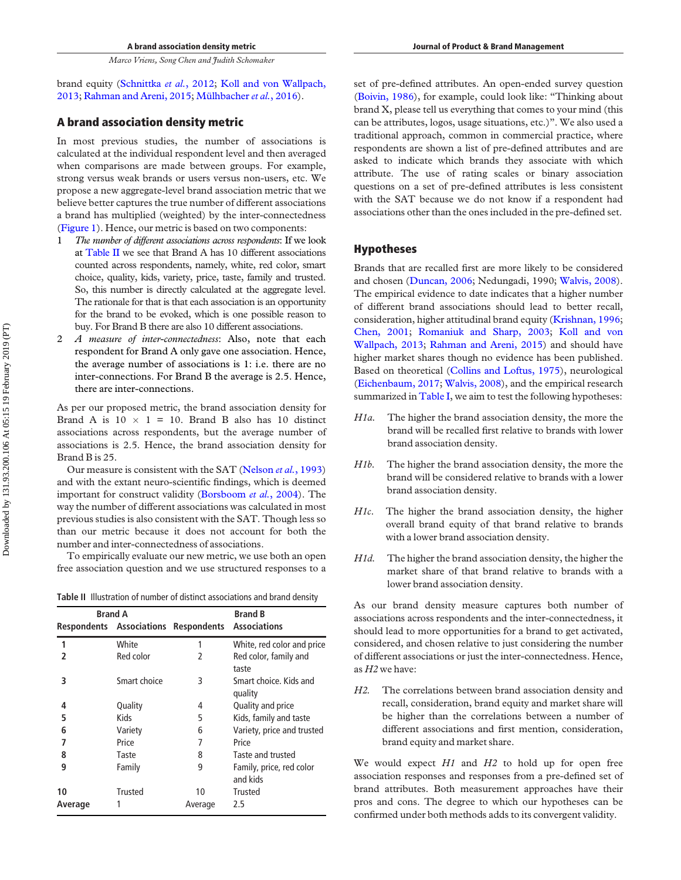brand equity (Schnittka *et al.*, 2012; Koll and von Wallpach, 2013; Rahman and Areni, 2015; Mühlbacher *et al.*, 2016).

## A brand association density metric

In most previous studies, the number of associations is calculated at the individual respondent level and then averaged when comparisons are made between groups. For example, strong versus weak brands or users versus non-users, etc. We propose a new aggregate-level brand association metric that we believe better captures the true number of different associations a brand has multiplied (weighted) by the inter-connectedness (Figure 1). Hence, our metric is based on two components:

1. *The number of different associations across respondents*: If we look at Table II we see that Brand A has 10 different associations counted across respondents, namely, white, red color, smart choice, quality, kids, variety, price, taste, family and trusted. So, this number is directly calculated at the aggregate level. The rationale for that is that each association is an opportunity for the brand to be evoked, which is one possible reason to buy. For Brand B there are also 10 different associations.
2. *A measure of inter-connectedness*: Also, note that each respondent for Brand A only gave one association. Hence, the average number of associations is 1: i.e. there are no inter-connections. For Brand B the average is 2.5. Hence, there are inter-connections.

As per our proposed metric, the brand association density for Brand A is 10 × 1 = 10. Brand B also has 10 distinct associations across respondents, but the average number of associations is 2.5. Hence, the brand association density for Brand B is 25.

Our measure is consistent with the SAT (Nelson *et al.*, 1993) and with the extant neuro-scientific findings, which is deemed important for construct validity (Borsboom *et al.*, 2004). The way the number of different associations was calculated in most previous studies is also consistent with the SAT. Though less so than our metric because it does not account for both the number and inter-connectedness of associations.

To empirically evaluate our new metric, we use both an open free association question and we use structured responses to a set of pre-defined attributes. An open-ended survey question (Boivin, 1986), for example, could look like: "Thinking about brand X, please tell us everything that comes to your mind (this can be attributes, logos, usage situations, etc.)". We also used a traditional approach, common in commercial practice, where respondents are shown a list of pre-defined attributes and are asked to indicate which brands they associate with which attribute. The use of rating scales or binary association questions on a set of pre-defined attributes is less consistent with the SAT because we do not know if a respondent had associations other than the ones included in the pre-defined set.

**Table II** Illustration of number of distinct associations and brand density

| Brand A | | Brand B | |
|---|---|---|---|
| **Respondents** | **Associations** | **Respondents** | **Associations** |
| **1** | White | 1 | White, red color and price |
| **2** | Red color | 2 | Red color, family and taste |
| **3** | Smart choice | 3 | Smart choice. Kids and quality |
| **4** | Quality | 4 | Quality and price |
| **5** | Kids | 5 | Kids, family and taste |
| **6** | Variety | 6 | Variety, price and trusted |
| **7** | Price | 7 | Price |
| **8** | Taste | 8 | Taste and trusted |
| **9** | Family | 9 | Family, price, red color and kids |
| **10** | Trusted | 10 | Trusted |
| **Average** | 1 | Average | 2.5 |

## Hypotheses

Brands that are recalled first are more likely to be considered and chosen (Duncan, 2006; Nedungadi, 1990; Walvis, 2008). The empirical evidence to date indicates that a higher number of different brand associations should lead to better recall, consideration, higher attitudinal brand equity (Krishnan, 1996; Chen, 2001; Romaniuk and Sharp, 2003; Koll and von Wallpach, 2013; Rahman and Areni, 2015) and should have higher market shares though no evidence has been published. Based on theoretical (Collins and Loftus, 1975), neurological (Eichenbaum, 2017; Walvis, 2008), and the empirical research summarized in Table I, we aim to test the following hypotheses:

*H1a.* The higher the brand association density, the more the brand will be recalled first relative to brands with lower brand association density.

*H1b.* The higher the brand association density, the more the brand will be considered relative to brands with a lower brand association density.

*H1c.* The higher the brand association density, the higher overall brand equity of that brand relative to brands with a lower brand association density.

*H1d.* The higher the brand association density, the higher the market share of that brand relative to brands with a lower brand association density.

As our brand density measure captures both number of associations across respondents and the inter-connectedness, it should lead to more opportunities for a brand to get activated, considered, and chosen relative to just considering the number of different associations or just the inter-connectedness. Hence, as *H2* we have:

*H2.* The correlations between brand association density and recall, consideration, brand equity and market share will be higher than the correlations between a number of different associations and first mention, consideration, brand equity and market share.

We would expect *H1* and *H2* to hold up for open free association responses and responses from a pre-defined set of brand attributes. Both measurement approaches have their pros and cons. The degree to which our hypotheses can be confirmed under both methods adds to its convergent validity.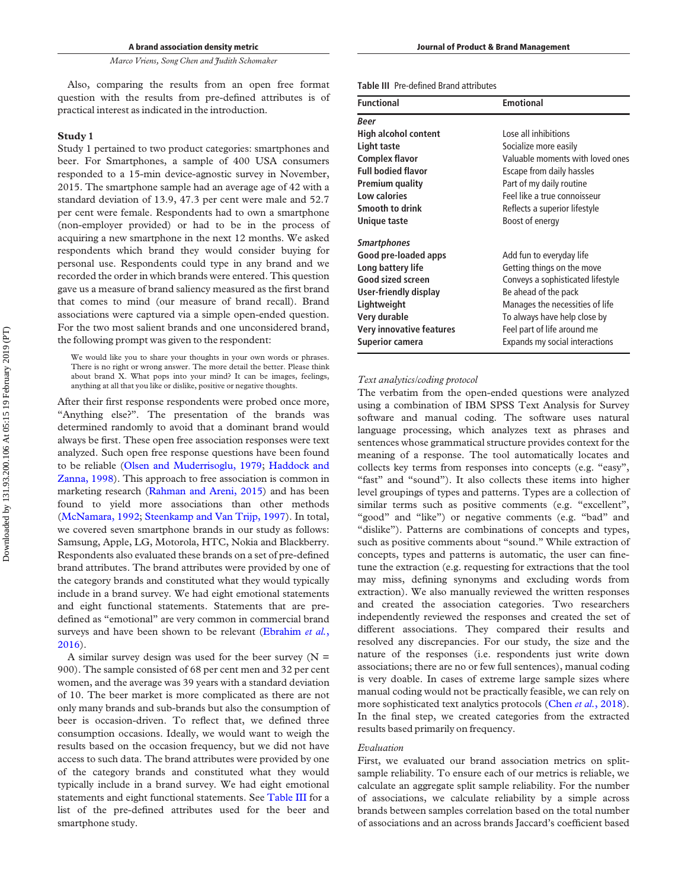Also, comparing the results from an open free format question with the results from pre-defined attributes is of practical interest as indicated in the introduction.

### Study 1

Study 1 pertained to two product categories: smartphones and beer. For Smartphones, a sample of 400 USA consumers responded to a 15-min device-agnostic survey in November, 2015. The smartphone sample had an average age of 42 with a standard deviation of 13.9, 47.3 per cent were male and 52.7 per cent were female. Respondents had to own a smartphone (non-employer provided) or had to be in the process of acquiring a new smartphone in the next 12 months. We asked respondents which brand they would consider buying for personal use. Respondents could type in any brand and we recorded the order in which brands were entered. This question gave us a measure of brand saliency measured as the first brand that comes to mind (our measure of brand recall). Brand associations were captured via a simple open-ended question. For the two most salient brands and one unconsidered brand, the following prompt was given to the respondent:

> We would like you to share your thoughts in your own words or phrases. There is no right or wrong answer. The more detail the better. Please think about brand X. What pops into your mind? It can be images, feelings, anything at all that you like or dislike, positive or negative thoughts.

After their first response respondents were probed once more, "Anything else?". The presentation of the brands was determined randomly to avoid that a dominant brand would always be first. These open free association responses were text analyzed. Such open free response questions have been found to be reliable (Olsen and Muderrisoglu, 1979; Haddock and Zanna, 1998). This approach to free association is common in marketing research (Rahman and Areni, 2015) and has been found to yield more associations than other methods (McNamara, 1992; Steenkamp and Van Trijp, 1997). In total, we covered seven smartphone brands in our study as follows: Samsung, Apple, LG, Motorola, HTC, Nokia and Blackberry. Respondents also evaluated these brands on a set of pre-defined brand attributes. The brand attributes were provided by one of the category brands and constituted what they typically include in a brand survey. We had eight emotional statements and eight functional statements. Statements that are pre-defined as "emotional" are very common in commercial brand surveys and have been shown to be relevant (Ebrahim *et al.*, 2016).

A similar survey design was used for the beer survey (N = 900). The sample consisted of 68 per cent men and 32 per cent women, and the average was 39 years with a standard deviation of 10. The beer market is more complicated as there are not only many brands and sub-brands but also the consumption of beer is occasion-driven. To reflect that, we defined three consumption occasions. Ideally, we would want to weigh the results based on the occasion frequency, but we did not have access to such data. The brand attributes were provided by one of the category brands and constituted what they would typically include in a brand survey. We had eight emotional statements and eight functional statements. See Table III for a list of the pre-defined attributes used for the beer and smartphone study.

**Table III** Pre-defined Brand attributes

| Functional | Emotional |
|---|---|
| ***Beer*** | |
| **High alcohol content** | Lose all inhibitions |
| **Light taste** | Socialize more easily |
| **Complex flavor** | Valuable moments with loved ones |
| **Full bodied flavor** | Escape from daily hassles |
| **Premium quality** | Part of my daily routine |
| **Low calories** | Feel like a true connoisseur |
| **Smooth to drink** | Reflects a superior lifestyle |
| **Unique taste** | Boost of energy |
| ***Smartphones*** | |
| **Good pre-loaded apps** | Add fun to everyday life |
| **Long battery life** | Getting things on the move |
| **Good sized screen** | Conveys a sophisticated lifestyle |
| **User-friendly display** | Be ahead of the pack |
| **Lightweight** | Manages the necessities of life |
| **Very durable** | To always have help close by |
| **Very innovative features** | Feel part of life around me |
| **Superior camera** | Expands my social interactions |

*Text analytics/coding protocol*

The verbatim from the open-ended questions were analyzed using a combination of IBM SPSS Text Analysis for Survey software and manual coding. The software uses natural language processing, which analyzes text as phrases and sentences whose grammatical structure provides context for the meaning of a response. The tool automatically locates and collects key terms from responses into concepts (e.g. "easy", "fast" and "sound"). It also collects these items into higher level groupings of types and patterns. Types are a collection of similar terms such as positive comments (e.g. "excellent", "good" and "like") or negative comments (e.g. "bad" and "dislike"). Patterns are combinations of concepts and types, such as positive comments about "sound." While extraction of concepts, types and patterns is automatic, the user can fine-tune the extraction (e.g. requesting for extractions that the tool may miss, defining synonyms and excluding words from extraction). We also manually reviewed the written responses and created the association categories. Two researchers independently reviewed the responses and created the set of different associations. They compared their results and resolved any discrepancies. For our study, the size and the nature of the responses (i.e. respondents just write down associations; there are no or few full sentences), manual coding is very doable. In cases of extreme large sample sizes where manual coding would not be practically feasible, we can rely on more sophisticated text analytics protocols (Chen *et al.*, 2018). In the final step, we created categories from the extracted results based primarily on frequency.

*Evaluation*

First, we evaluated our brand association metrics on split-sample reliability. To ensure each of our metrics is reliable, we calculate an aggregate split sample reliability. For the number of associations, we calculate reliability by a simple across brands between samples correlation based on the total number of associations and an across brands Jaccard's coefficient based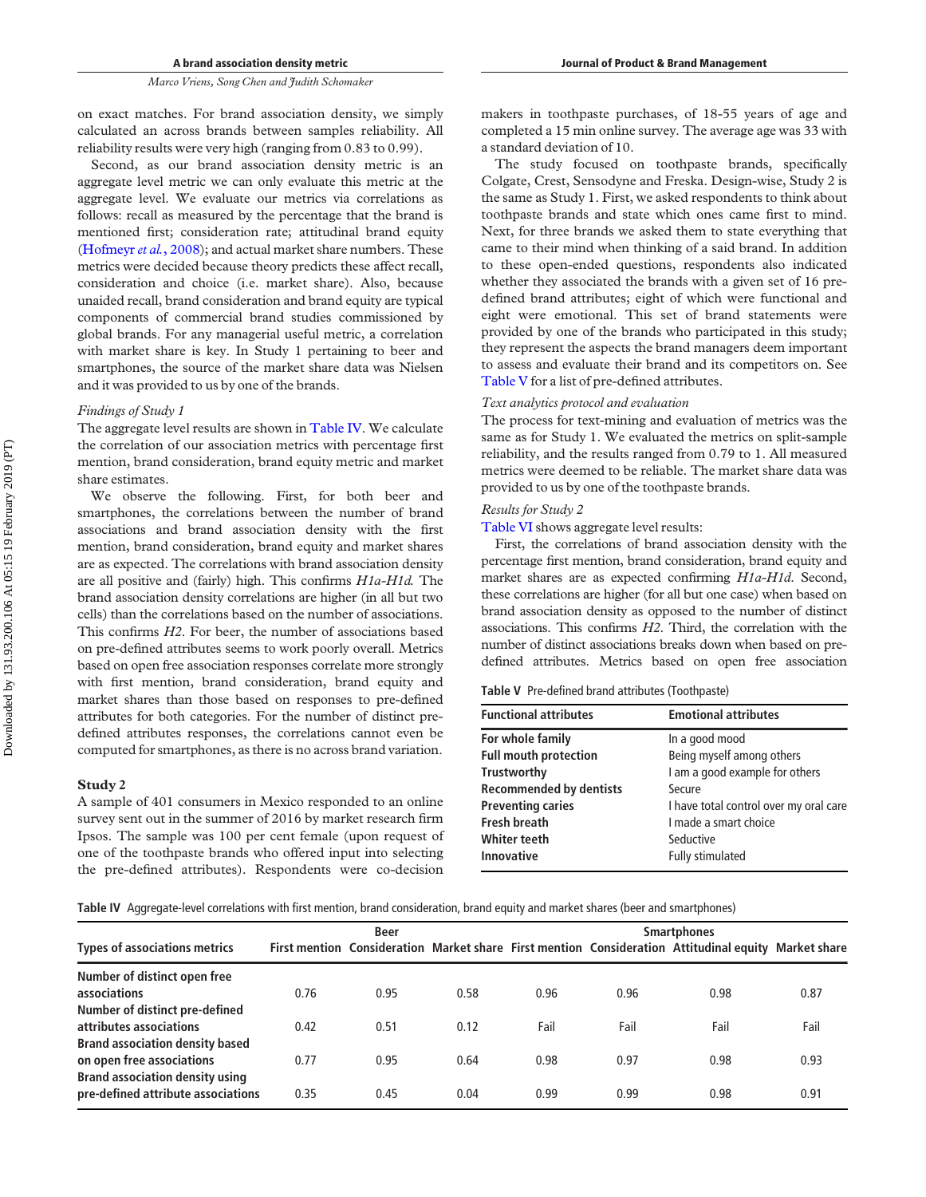on exact matches. For brand association density, we simply calculated an across brands between samples reliability. All reliability results were very high (ranging from 0.83 to 0.99).

Second, as our brand association density metric is an aggregate level metric we can only evaluate this metric at the aggregate level. We evaluate our metrics via correlations as follows: recall as measured by the percentage that the brand is mentioned first; consideration rate; attitudinal brand equity (Hofmeyr *et al.*, 2008); and actual market share numbers. These metrics were decided because theory predicts these affect recall, consideration and choice (i.e. market share). Also, because unaided recall, brand consideration and brand equity are typical components of commercial brand studies commissioned by global brands. For any managerial useful metric, a correlation with market share is key. In Study 1 pertaining to beer and smartphones, the source of the market share data was Nielsen and it was provided to us by one of the brands.

*Findings of Study 1*

The aggregate level results are shown in Table IV. We calculate the correlation of our association metrics with percentage first mention, brand consideration, brand equity metric and market share estimates.

We observe the following. First, for both beer and smartphones, the correlations between the number of brand associations and brand association density with the first mention, brand consideration, brand equity and market shares are as expected. The correlations with brand association density are all positive and (fairly) high. This confirms *H1a-H1d*. The brand association density correlations are higher (in all but two cells) than the correlations based on the number of associations. This confirms *H2*. For beer, the number of associations based on pre-defined attributes seems to work poorly overall. Metrics based on open free association responses correlate more strongly with first mention, brand consideration, brand equity and market shares than those based on responses to pre-defined attributes for both categories. For the number of distinct pre-defined attributes responses, the correlations cannot even be computed for smartphones, as there is no across brand variation.

## Study 2

A sample of 401 consumers in Mexico responded to an online survey sent out in the summer of 2016 by market research firm Ipsos. The sample was 100 per cent female (upon request of one of the toothpaste brands who offered input into selecting the pre-defined attributes). Respondents were co-decision makers in toothpaste purchases, of 18-55 years of age and completed a 15 min online survey. The average age was 33 with a standard deviation of 10.

The study focused on toothpaste brands, specifically Colgate, Crest, Sensodyne and Freska. Design-wise, Study 2 is the same as Study 1. First, we asked respondents to think about toothpaste brands and state which ones came first to mind. Next, for three brands we asked them to state everything that came to their mind when thinking of a said brand. In addition to these open-ended questions, respondents also indicated whether they associated the brands with a given set of 16 pre-defined brand attributes; eight of which were functional and eight were emotional. This set of brand statements were provided by one of the brands who participated in this study; they represent the aspects the brand managers deem important to assess and evaluate their brand and its competitors on. See Table V for a list of pre-defined attributes.

*Text analytics protocol and evaluation*

The process for text-mining and evaluation of metrics was the same as for Study 1. We evaluated the metrics on split-sample reliability, and the results ranged from 0.79 to 1. All measured metrics were deemed to be reliable. The market share data was provided to us by one of the toothpaste brands.

*Results for Study 2*

Table VI shows aggregate level results:

First, the correlations of brand association density with the percentage first mention, brand consideration, brand equity and market shares are as expected confirming *H1a-H1d*. Second, these correlations are higher (for all but one case) when based on brand association density as opposed to the number of distinct associations. This confirms *H2*. Third, the correlation with the number of distinct associations breaks down when based on pre-defined attributes. Metrics based on open free association

**Table V** Pre-defined brand attributes (Toothpaste)

| Functional attributes | Emotional attributes |
|---|---|
| For whole family | In a good mood |
| Full mouth protection | Being myself among others |
| Trustworthy | I am a good example for others |
| Recommended by dentists | Secure |
| Preventing caries | I have total control over my oral care |
| Fresh breath | I made a smart choice |
| Whiter teeth | Seductive |
| Innovative | Fully stimulated |

**Table IV** Aggregate-level correlations with first mention, brand consideration, brand equity and market shares (beer and smartphones)

| Types of associations metrics | Beer | | | Smartphones | | | |
|---|---|---|---|---|---|---|---|
| | First mention | Consideration | Market share | First mention | Consideration | Attitudinal equity | Market share |
| Number of distinct open free associations | 0.76 | 0.95 | 0.58 | 0.96 | 0.96 | 0.98 | 0.87 |
| Number of distinct pre-defined attributes associations | 0.42 | 0.51 | 0.12 | Fail | Fail | Fail | Fail |
| Brand association density based on open free associations | 0.77 | 0.95 | 0.64 | 0.98 | 0.97 | 0.98 | 0.93 |
| Brand association density using pre-defined attribute associations | 0.35 | 0.45 | 0.04 | 0.99 | 0.99 | 0.98 | 0.91 |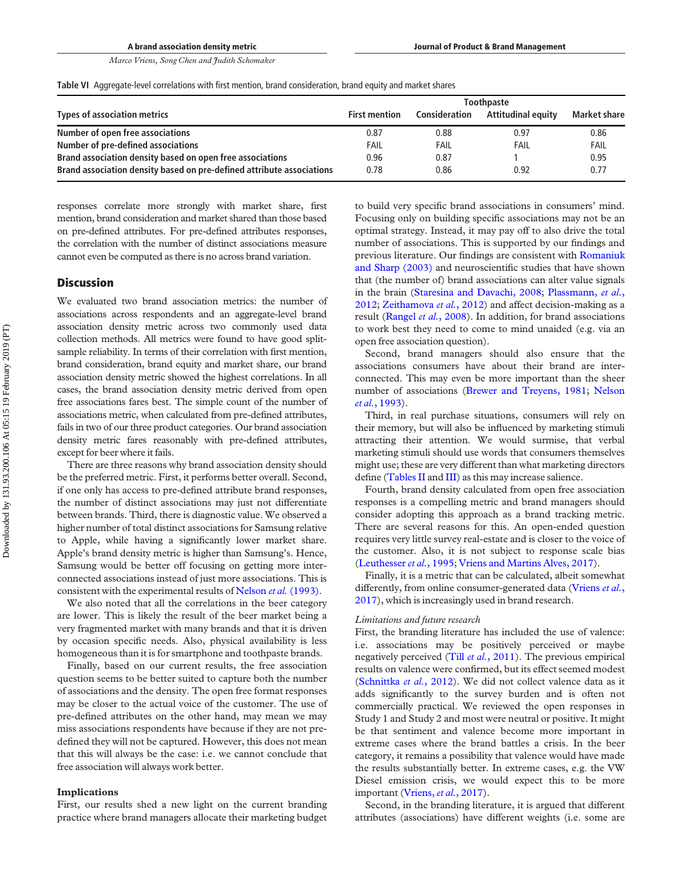Table VI Aggregate-level correlations with first mention, brand consideration, brand equity and market shares

| Types of association metrics | Toothpaste | | | |
|---|---|---|---|---|
| | First mention | Consideration | Attitudinal equity | Market share |
| Number of open free associations | 0.87 | 0.88 | 0.97 | 0.86 |
| Number of pre-defined associations | FAIL | FAIL | FAIL | FAIL |
| Brand association density based on open free associations | 0.96 | 0.87 | 1 | 0.95 |
| Brand association density based on pre-defined attribute associations | 0.78 | 0.86 | 0.92 | 0.77 |

responses correlate more strongly with market share, first mention, brand consideration and market shared than those based on pre-defined attributes. For pre-defined attributes responses, the correlation with the number of distinct associations measure cannot even be computed as there is no across brand variation.

## Discussion

We evaluated two brand association metrics: the number of associations across respondents and an aggregate-level brand association density metric across two commonly used data collection methods. All metrics were found to have good split-sample reliability. In terms of their correlation with first mention, brand consideration, brand equity and market share, our brand association density metric showed the highest correlations. In all cases, the brand association density metric derived from open free associations fares best. The simple count of the number of associations metric, when calculated from pre-defined attributes, fails in two of our three product categories. Our brand association density metric fares reasonably with pre-defined attributes, except for beer where it fails.

There are three reasons why brand association density should be the preferred metric. First, it performs better overall. Second, if one only has access to pre-defined attribute brand responses, the number of distinct associations may just not differentiate between brands. Third, there is diagnostic value. We observed a higher number of total distinct associations for Samsung relative to Apple, while having a significantly lower market share. Apple's brand density metric is higher than Samsung's. Hence, Samsung would be better off focusing on getting more inter-connected associations instead of just more associations. This is consistent with the experimental results of Nelson *et al.* (1993).

We also noted that all the correlations in the beer category are lower. This is likely the result of the beer market being a very fragmented market with many brands and that it is driven by occasion specific needs. Also, physical availability is less homogeneous than it is for smartphone and toothpaste brands.

Finally, based on our current results, the free association question seems to be better suited to capture both the number of associations and the density. The open free format responses may be closer to the actual voice of the customer. The use of pre-defined attributes on the other hand, may mean we may miss associations respondents have because if they are not pre-defined they will not be captured. However, this does not mean that this will always be the case: i.e. we cannot conclude that free association will always work better.

### Implications

First, our results shed a new light on the current branding practice where brand managers allocate their marketing budget to build very specific brand associations in consumers' mind. Focusing only on building specific associations may not be an optimal strategy. Instead, it may pay off to also drive the total number of associations. This is supported by our findings and previous literature. Our findings are consistent with Romaniuk and Sharp (2003) and neuroscientific studies that have shown that (the number of) brand associations can alter value signals in the brain (Staresina and Davachi, 2008; Plassmann, *et al.*, 2012; Zeithamova *et al.*, 2012) and affect decision-making as a result (Rangel *et al.*, 2008). In addition, for brand associations to work best they need to come to mind unaided (e.g. via an open free association question).

Second, brand managers should also ensure that the associations consumers have about their brand are inter-connected. This may even be more important than the sheer number of associations (Brewer and Treyens, 1981; Nelson *et al.*, 1993).

Third, in real purchase situations, consumers will rely on their memory, but will also be influenced by marketing stimuli attracting their attention. We would surmise, that verbal marketing stimuli should use words that consumers themselves might use; these are very different than what marketing directors define (Tables II and III) as this may increase salience.

Fourth, brand density calculated from open free association responses is a compelling metric and brand managers should consider adopting this approach as a brand tracking metric. There are several reasons for this. An open-ended question requires very little survey real-estate and is closer to the voice of the customer. Also, it is not subject to response scale bias (Leuthesser *et al.*, 1995; Vriens and Martins Alves, 2017).

Finally, it is a metric that can be calculated, albeit somewhat differently, from online consumer-generated data (Vriens *et al.*, 2017), which is increasingly used in brand research.

*Limitations and future research*

First, the branding literature has included the use of valence: i.e. associations may be positively perceived or maybe negatively perceived (Till *et al.*, 2011). The previous empirical results on valence were confirmed, but its effect seemed modest (Schnittka *et al.*, 2012). We did not collect valence data as it adds significantly to the survey burden and is often not commercially practical. We reviewed the open responses in Study 1 and Study 2 and most were neutral or positive. It might be that sentiment and valence become more important in extreme cases where the brand battles a crisis. In the beer category, it remains a possibility that valence would have made the results substantially better. In extreme cases, e.g. the VW Diesel emission crisis, we would expect this to be more important (Vriens, *et al.*, 2017).

Second, in the branding literature, it is argued that different attributes (associations) have different weights (i.e. some are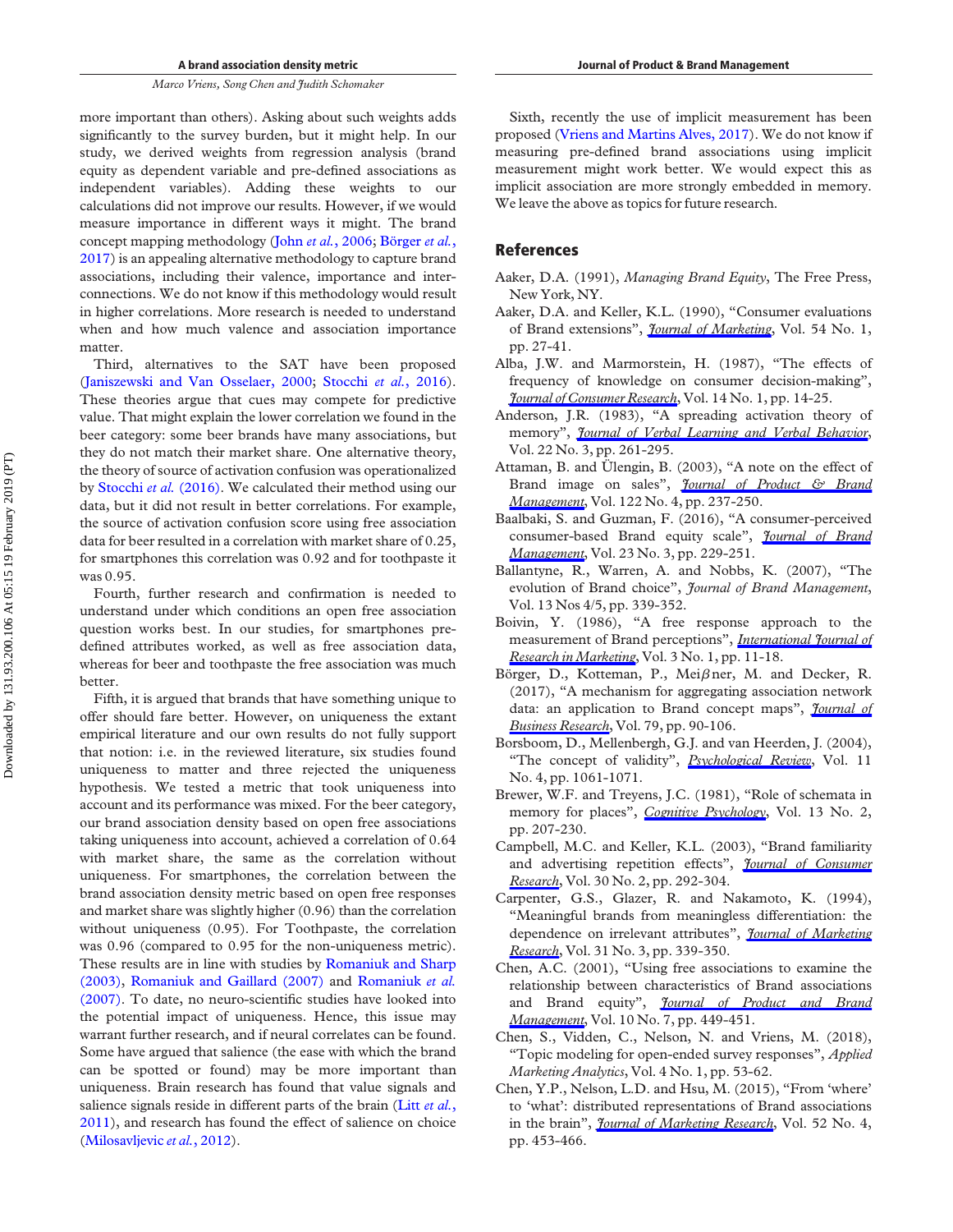more important than others). Asking about such weights adds significantly to the survey burden, but it might help. In our study, we derived weights from regression analysis (brand equity as dependent variable and pre-defined associations as independent variables). Adding these weights to our calculations did not improve our results. However, if we would measure importance in different ways it might. The brand concept mapping methodology (John *et al.*, 2006; Börger *et al.*, 2017) is an appealing alternative methodology to capture brand associations, including their valence, importance and interconnections. We do not know if this methodology would result in higher correlations. More research is needed to understand when and how much valence and association importance matter.

Third, alternatives to the SAT have been proposed (Janiszewski and Van Osselaer, 2000; Stocchi *et al.*, 2016). These theories argue that cues may compete for predictive value. That might explain the lower correlation we found in the beer category: some beer brands have many associations, but they do not match their market share. One alternative theory, the theory of source of activation confusion was operationalized by Stocchi *et al.* (2016). We calculated their method using our data, but it did not result in better correlations. For example, the source of activation confusion score using free association data for beer resulted in a correlation with market share of 0.25, for smartphones this correlation was 0.92 and for toothpaste it was 0.95.

Fourth, further research and confirmation is needed to understand under which conditions an open free association question works best. In our studies, for smartphones pre-defined attributes worked, as well as free association data, whereas for beer and toothpaste the free association was much better.

Fifth, it is argued that brands that have something unique to offer should fare better. However, on uniqueness the extant empirical literature and our own results do not fully support that notion: i.e. in the reviewed literature, six studies found uniqueness to matter and three rejected the uniqueness hypothesis. We tested a metric that took uniqueness into account and its performance was mixed. For the beer category, our brand association density based on open free associations taking uniqueness into account, achieved a correlation of 0.64 with market share, the same as the correlation without uniqueness. For smartphones, the correlation between the brand association density metric based on open free responses and market share was slightly higher (0.96) than the correlation without uniqueness (0.95). For Toothpaste, the correlation was 0.96 (compared to 0.95 for the non-uniqueness metric). These results are in line with studies by Romaniuk and Sharp (2003), Romaniuk and Gaillard (2007) and Romaniuk *et al.* (2007). To date, no neuro-scientific studies have looked into the potential impact of uniqueness. Hence, this issue may warrant further research, and if neural correlates can be found. Some have argued that salience (the ease with which the brand can be spotted or found) may be more important than uniqueness. Brain research has found that value signals and salience signals reside in different parts of the brain (Litt *et al.*, 2011), and research has found the effect of salience on choice (Milosavljevic *et al.*, 2012).

Sixth, recently the use of implicit measurement has been proposed (Vriens and Martins Alves, 2017). We do not know if measuring pre-defined brand associations using implicit measurement might work better. We would expect this as implicit association are more strongly embedded in memory. We leave the above as topics for future research.

## References

Aaker, D.A. (1991), *Managing Brand Equity*, The Free Press, New York, NY.

Aaker, D.A. and Keller, K.L. (1990), "Consumer evaluations of Brand extensions", *Journal of Marketing*, Vol. 54 No. 1, pp. 27-41.

Alba, J.W. and Marmorstein, H. (1987), "The effects of frequency of knowledge on consumer decision-making", *Journal of Consumer Research*, Vol. 14 No. 1, pp. 14-25.

Anderson, J.R. (1983), "A spreading activation theory of memory", *Journal of Verbal Learning and Verbal Behavior*, Vol. 22 No. 3, pp. 261-295.

Attaman, B. and Ülengin, B. (2003), "A note on the effect of Brand image on sales", *Journal of Product & Brand Management*, Vol. 122 No. 4, pp. 237-250.

Baalbaki, S. and Guzman, F. (2016), "A consumer-perceived consumer-based Brand equity scale", *Journal of Brand Management*, Vol. 23 No. 3, pp. 229-251.

Ballantyne, R., Warren, A. and Nobbs, K. (2007), "The evolution of Brand choice", *Journal of Brand Management*, Vol. 13 Nos 4/5, pp. 339-352.

Boivin, Y. (1986), "A free response approach to the measurement of Brand perceptions", *International Journal of Research in Marketing*, Vol. 3 No. 1, pp. 11-18.

Börger, D., Kotteman, P., Meiβner, M. and Decker, R. (2017), "A mechanism for aggregating association network data: an application to Brand concept maps", *Journal of Business Research*, Vol. 79, pp. 90-106.

Borsboom, D., Mellenbergh, G.J. and van Heerden, J. (2004), "The concept of validity", *Psychological Review*, Vol. 11 No. 4, pp. 1061-1071.

Brewer, W.F. and Treyens, J.C. (1981), "Role of schemata in memory for places", *Cognitive Psychology*, Vol. 13 No. 2, pp. 207-230.

Campbell, M.C. and Keller, K.L. (2003), "Brand familiarity and advertising repetition effects", *Journal of Consumer Research*, Vol. 30 No. 2, pp. 292-304.

Carpenter, G.S., Glazer, R. and Nakamoto, K. (1994), "Meaningful brands from meaningless differentiation: the dependence on irrelevant attributes", *Journal of Marketing Research*, Vol. 31 No. 3, pp. 339-350.

Chen, A.C. (2001), "Using free associations to examine the relationship between characteristics of Brand associations and Brand equity", *Journal of Product and Brand Management*, Vol. 10 No. 7, pp. 449-451.

Chen, S., Vidden, C., Nelson, N. and Vriens, M. (2018), "Topic modeling for open-ended survey responses", *Applied Marketing Analytics*, Vol. 4 No. 1, pp. 53-62.

Chen, Y.P., Nelson, L.D. and Hsu, M. (2015), "From 'where' to 'what': distributed representations of Brand associations in the brain", *Journal of Marketing Research*, Vol. 52 No. 4, pp. 453-466.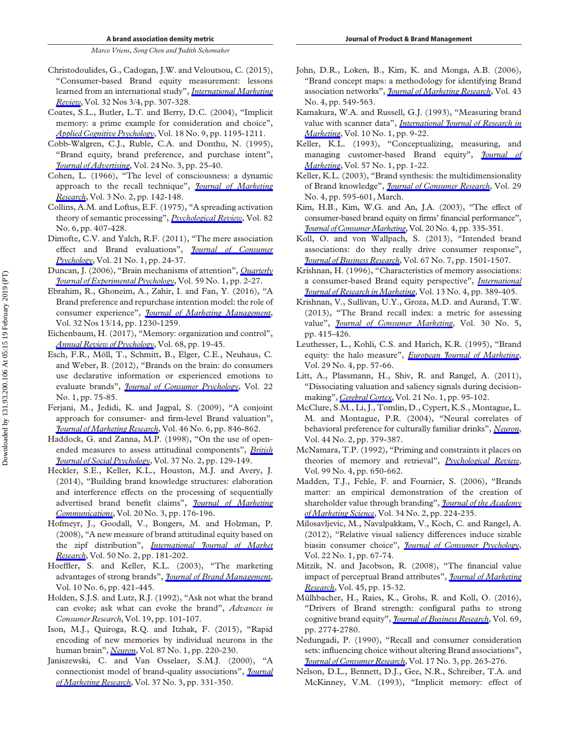Christodoulides, G., Cadogan, J.W. and Veloutsou, C. (2015), "Consumer-based Brand equity measurement: lessons learned from an international study", *International Marketing Review*, Vol. 32 Nos 3/4, pp. 307-328.

Coates, S.L., Butler, L.T. and Berry, D.C. (2004), "Implicit memory: a prime example for consideration and choice", *Applied Cognitive Psychology*, Vol. 18 No. 9, pp. 1195-1211.

Cobb-Walgren, C.J., Ruble, C.A. and Donthu, N. (1995), "Brand equity, brand preference, and purchase intent", *Journal of Advertising*, Vol. 24 No. 3, pp. 25-40.

Cohen, L. (1966), "The level of consciousness: a dynamic approach to the recall technique", *Journal of Marketing Research*, Vol. 3 No. 2, pp. 142-148.

Collins, A.M. and Loftus, E.F. (1975), "A spreading activation theory of semantic processing", *Psychological Review*, Vol. 82 No. 6, pp. 407-428.

Dimofte, C.V. and Yalch, R.F. (2011), "The mere association effect and Brand evaluations", *Journal of Consumer Psychology*, Vol. 21 No. 1, pp. 24-37.

Duncan, J. (2006), "Brain mechanisms of attention", *Quarterly Journal of Experimental Psychology*, Vol. 59 No. 1, pp. 2-27.

Ebrahim, R., Ghoneim, A., Zahir, I. and Fan, Y. (2016), "A Brand preference and repurchase intention model: the role of consumer experience", *Journal of Marketing Management*, Vol. 32 Nos 13/14, pp. 1230-1259.

Eichenbaum, H. (2017), "Memory: organization and control", *Annual Review of Psychology*, Vol. 68, pp. 19-45.

Esch, F.R., Möll, T., Schmitt, B., Elger, C.E., Neuhaus, C. and Weber, B. (2012), "Brands on the brain: do consumers use declarative information or experienced emotions to evaluate brands", *Journal of Consumer Psychology*, Vol. 22 No. 1, pp. 75-85.

Ferjani, M., Jedidi, K. and Jagpal, S. (2009), "A conjoint approach for consumer- and firm-level Brand valuation", *Journal of Marketing Research*, Vol. 46 No. 6, pp. 846-862.

Haddock, G. and Zanna, M.P. (1998), "On the use of open-ended measures to assess attitudinal components", *British Journal of Social Psychology*, Vol. 37 No. 2, pp. 129-149.

Heckler, S.E., Keller, K.L., Houston, M.J. and Avery, J. (2014), "Building brand knowledge structures: elaboration and interference effects on the processing of sequentially advertised brand benefit claims", *Journal of Marketing Communications*, Vol. 20 No. 3, pp. 176-196.

Hofmeyr, J., Goodall, V., Bongers, M. and Holzman, P. (2008), "A new measure of brand attitudinal equity based on the zipf distribution", *International Journal of Market Research*, Vol. 50 No. 2, pp. 181-202.

Hoeffler, S. and Keller, K.L. (2003), "The marketing advantages of strong brands", *Journal of Brand Management*, Vol. 10 No. 6, pp. 421-445.

Holden, S.J.S. and Lutz, R.J. (1992), "Ask not what the brand can evoke; ask what can evoke the brand", *Advances in Consumer Research*, Vol. 19, pp. 101-107.

Ison, M.J., Quiroga, R.Q. and Itzhak, F. (2015), "Rapid encoding of new memories by individual neurons in the human brain", *Neuron*, Vol. 87 No. 1, pp. 220-230.

Janiszewski, C. and Van Osselaer, S.M.J. (2000), "A connectionist model of brand-quality associations", *Journal of Marketing Research*, Vol. 37 No. 3, pp. 331-350.

John, D.R., Loken, B., Kim, K. and Monga, A.B. (2006), "Brand concept maps: a methodology for identifying Brand association networks", *Journal of Marketing Research*, Vol. 43 No. 4, pp. 549-563.

Kamakura, W.A. and Russell, G.J. (1993), "Measuring brand value with scanner data", *International Journal of Research in Marketing*, Vol. 10 No. 1, pp. 9-22.

Keller, K.L. (1993), "Conceptualizing, measuring, and managing customer-based Brand equity", *Journal of Marketing*, Vol. 57 No. 1, pp. 1-22.

Keller, K.L. (2003), "Brand synthesis: the multidimensionality of Brand knowledge", *Journal of Consumer Research*, Vol. 29 No. 4, pp. 595-601, March.

Kim, H.B., Kim, W.G. and An, J.A. (2003), "The effect of consumer-based brand equity on firms' financial performance", *Journal of Consumer Marketing*, Vol. 20 No. 4, pp. 335-351.

Koll, O. and von Wallpach, S. (2013), "Intended brand associations: do they really drive consumer response", *Journal of Business Research*, Vol. 67 No. 7, pp. 1501-1507.

Krishnan, H. (1996), "Characteristics of memory associations: a consumer-based Brand equity perspective", *International Journal of Research in Marketing*, Vol. 13 No. 4, pp. 389-405.

Krishnan, V., Sullivan, U.Y., Groza, M.D. and Aurand, T.W. (2013), "The Brand recall index: a metric for assessing value", *Journal of Consumer Marketing*, Vol. 30 No. 5, pp. 415-426.

Leuthesser, L., Kohli, C.S. and Harich, K.R. (1995), "Brand equity: the halo measure", *European Journal of Marketing*, Vol. 29 No. 4, pp. 57-66.

Litt, A., Plassmann, H., Shiv, R. and Rangel, A. (2011), "Dissociating valuation and saliency signals during decision-making", *Cerebral Cortex*, Vol. 21 No. 1, pp. 95-102.

McClure, S.M., Li, J., Tomlin, D., Cypert, K.S., Montague, L. M. and Montague, P.R. (2004), "Neural correlates of behavioral preference for culturally familiar drinks", *Neuron*, Vol. 44 No. 2, pp. 379-387.

McNamara, T.P. (1992), "Priming and constraints it places on theories of memory and retrieval", *Psychological Review*, Vol. 99 No. 4, pp. 650-662.

Madden, T.J., Fehle, F. and Fournier, S. (2006), "Brands matter: an empirical demonstration of the creation of shareholder value through branding", *Journal of the Academy of Marketing Science*, Vol. 34 No. 2, pp. 224-235.

Milosavljevic, M., Navalpakkam, V., Koch, C. and Rangel, A. (2012), "Relative visual saliency differences induce sizable biasin consumer choice", *Journal of Consumer Psychology*, Vol. 22 No. 1, pp. 67-74.

Mitzik, N. and Jacobson, R. (2008), "The financial value impact of perceptual Brand attributes", *Journal of Marketing Research*, Vol. 45, pp. 15-32.

Mühlbacher, H., Raies, K., Grohs, R. and Koll, O. (2016), "Drivers of Brand strength: configural paths to strong cognitive brand equity", *Journal of Business Research*, Vol. 69, pp. 2774-2780.

Nedungadi, P. (1990), "Recall and consumer consideration sets: influencing choice without altering Brand associations", *Journal of Consumer Research*, Vol. 17 No. 3, pp. 263-276.

Nelson, D.L., Bennett, D.J., Gee, N.R., Schreiber, T.A. and McKinney, V.M. (1993), "Implicit memory: effect of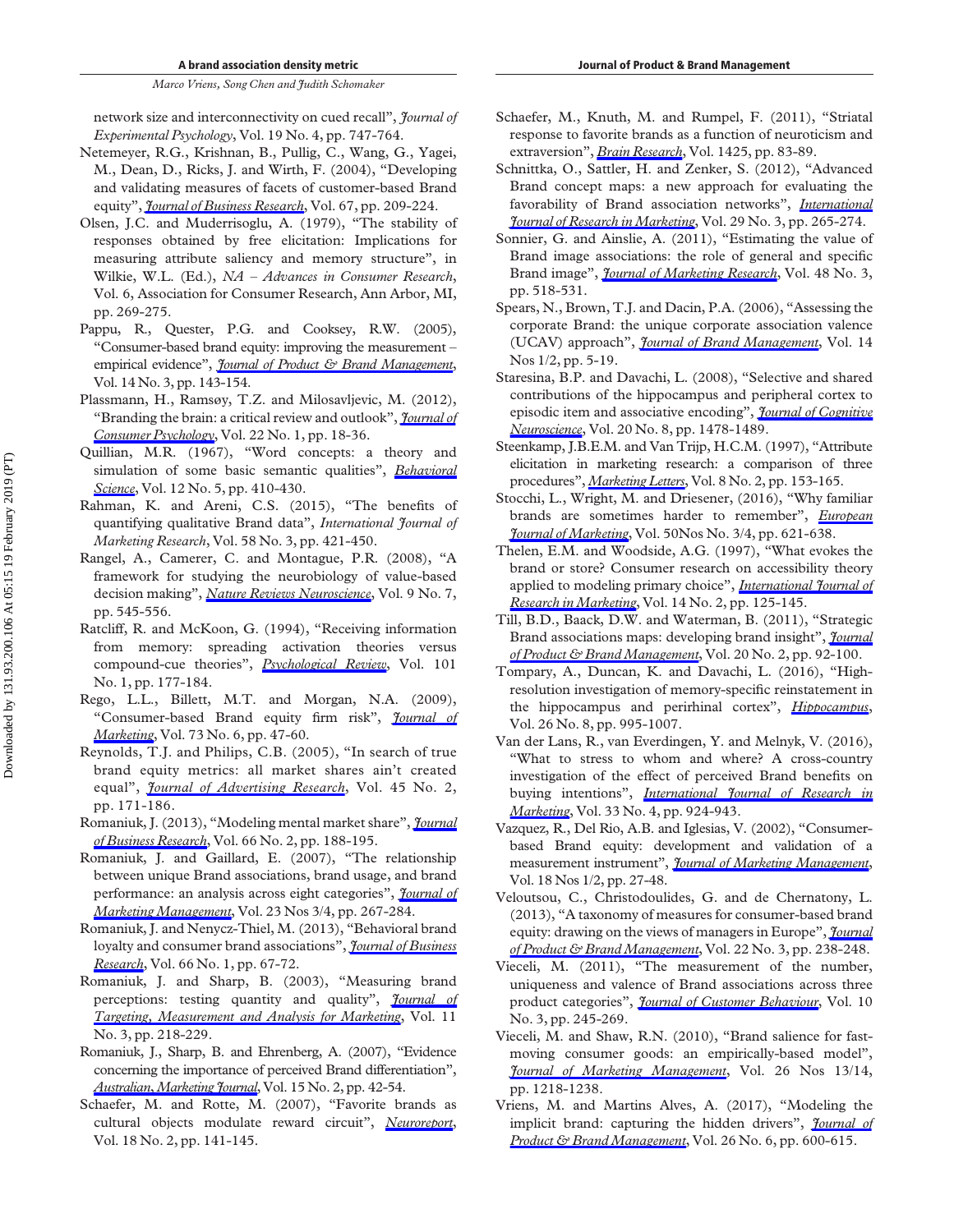network size and interconnectivity on cued recall", *Journal of Experimental Psychology*, Vol. 19 No. 4, pp. 747-764.

Netemeyer, R.G., Krishnan, B., Pullig, C., Wang, G., Yagei, M., Dean, D., Ricks, J. and Wirth, F. (2004), "Developing and validating measures of facets of customer-based Brand equity", *Journal of Business Research*, Vol. 67, pp. 209-224.

Olsen, J.C. and Muderrisoglu, A. (1979), "The stability of responses obtained by free elicitation: Implications for measuring attribute saliency and memory structure", in Wilkie, W.L. (Ed.), *NA – Advances in Consumer Research*, Vol. 6, Association for Consumer Research, Ann Arbor, MI, pp. 269-275.

Pappu, R., Quester, P.G. and Cooksey, R.W. (2005), "Consumer-based brand equity: improving the measurement – empirical evidence", *Journal of Product & Brand Management*, Vol. 14 No. 3, pp. 143-154.

Plassmann, H., Ramsøy, T.Z. and Milosavljevic, M. (2012), "Branding the brain: a critical review and outlook", *Journal of Consumer Psychology*, Vol. 22 No. 1, pp. 18-36.

Quillian, M.R. (1967), "Word concepts: a theory and simulation of some basic semantic qualities", *Behavioral Science*, Vol. 12 No. 5, pp. 410-430.

Rahman, K. and Areni, C.S. (2015), "The benefits of quantifying qualitative Brand data", *International Journal of Marketing Research*, Vol. 58 No. 3, pp. 421-450.

Rangel, A., Camerer, C. and Montague, P.R. (2008), "A framework for studying the neurobiology of value-based decision making", *Nature Reviews Neuroscience*, Vol. 9 No. 7, pp. 545-556.

Ratcliff, R. and McKoon, G. (1994), "Receiving information from memory: spreading activation theories versus compound-cue theories", *Psychological Review*, Vol. 101 No. 1, pp. 177-184.

Rego, L.L., Billett, M.T. and Morgan, N.A. (2009), "Consumer-based Brand equity firm risk", *Journal of Marketing*, Vol. 73 No. 6, pp. 47-60.

Reynolds, T.J. and Philips, C.B. (2005), "In search of true brand equity metrics: all market shares ain't created equal", *Journal of Advertising Research*, Vol. 45 No. 2, pp. 171-186.

Romaniuk, J. (2013), "Modeling mental market share", *Journal of Business Research*, Vol. 66 No. 2, pp. 188-195.

Romaniuk, J. and Gaillard, E. (2007), "The relationship between unique Brand associations, brand usage, and brand performance: an analysis across eight categories", *Journal of Marketing Management*, Vol. 23 Nos 3/4, pp. 267-284.

Romaniuk, J. and Nenycz-Thiel, M. (2013), "Behavioral brand loyalty and consumer brand associations", *Journal of Business Research*, Vol. 66 No. 1, pp. 67-72.

Romaniuk, J. and Sharp, B. (2003), "Measuring brand perceptions: testing quantity and quality", *Journal of Targeting, Measurement and Analysis for Marketing*, Vol. 11 No. 3, pp. 218-229.

Romaniuk, J., Sharp, B. and Ehrenberg, A. (2007), "Evidence concerning the importance of perceived Brand differentiation", *Australian Marketing Journal*, Vol. 15 No. 2, pp. 42-54.

Schaefer, M. and Rotte, M. (2007), "Favorite brands as cultural objects modulate reward circuit", *Neuroreport*, Vol. 18 No. 2, pp. 141-145.

Schaefer, M., Knuth, M. and Rumpel, F. (2011), "Striatal response to favorite brands as a function of neuroticism and extraversion", *Brain Research*, Vol. 1425, pp. 83-89.

Schnittka, O., Sattler, H. and Zenker, S. (2012), "Advanced Brand concept maps: a new approach for evaluating the favorability of Brand association networks", *International Journal of Research in Marketing*, Vol. 29 No. 3, pp. 265-274.

Sonnier, G. and Ainslie, A. (2011), "Estimating the value of Brand image associations: the role of general and specific Brand image", *Journal of Marketing Research*, Vol. 48 No. 3, pp. 518-531.

Spears, N., Brown, T.J. and Dacin, P.A. (2006), "Assessing the corporate Brand: the unique corporate association valence (UCAV) approach", *Journal of Brand Management*, Vol. 14 Nos 1/2, pp. 5-19.

Staresina, B.P. and Davachi, L. (2008), "Selective and shared contributions of the hippocampus and peripheral cortex to episodic item and associative encoding", *Journal of Cognitive Neuroscience*, Vol. 20 No. 8, pp. 1478-1489.

Steenkamp, J.B.E.M. and Van Trijp, H.C.M. (1997), "Attribute elicitation in marketing research: a comparison of three procedures", *Marketing Letters*, Vol. 8 No. 2, pp. 153-165.

Stocchi, L., Wright, M. and Driesener, C. (2016), "Why familiar brands are sometimes harder to remember", *European Journal of Marketing*, Vol. 50Nos No. 3/4, pp. 621-638.

Thelen, E.M. and Woodside, A.G. (1997), "What evokes the brand or store? Consumer research on accessibility theory applied to modeling primary choice", *International Journal of Research in Marketing*, Vol. 14 No. 2, pp. 125-145.

Till, B.D., Baack, D.W. and Waterman, B. (2011), "Strategic Brand associations maps: developing brand insight", *Journal of Product & Brand Management*, Vol. 20 No. 2, pp. 92-100.

Tompary, A., Duncan, K. and Davachi, L. (2016), "High-resolution investigation of memory-specific reinstatement in the hippocampus and perirhinal cortex", *Hippocampus*, Vol. 26 No. 8, pp. 995-1007.

Van der Lans, R., van Everdingen, Y. and Melnyk, V. (2016), "What to stress to whom and where? A cross-country investigation of the effect of perceived Brand benefits on buying intentions", *International Journal of Research in Marketing*, Vol. 33 No. 4, pp. 924-943.

Vazquez, R., Del Rio, A.B. and Iglesias, V. (2002), "Consumer-based Brand equity: development and validation of a measurement instrument", *Journal of Marketing Management*, Vol. 18 Nos 1/2, pp. 27-48.

Veloutsou, C., Christodoulides, G. and de Chernatony, L. (2013), "A taxonomy of measures for consumer-based brand equity: drawing on the views of managers in Europe", *Journal of Product & Brand Management*, Vol. 22 No. 3, pp. 238-248.

Vieceli, M. (2011), "The measurement of the number, uniqueness and valence of Brand associations across three product categories", *Journal of Customer Behaviour*, Vol. 10 No. 3, pp. 245-269.

Vieceli, M. and Shaw, R.N. (2010), "Brand salience for fast-moving consumer goods: an empirically-based model", *Journal of Marketing Management*, Vol. 26 Nos 13/14, pp. 1218-1238.

Vriens, M. and Martins Alves, A. (2017), "Modeling the implicit brand: capturing the hidden drivers", *Journal of Product & Brand Management*, Vol. 26 No. 6, pp. 600-615.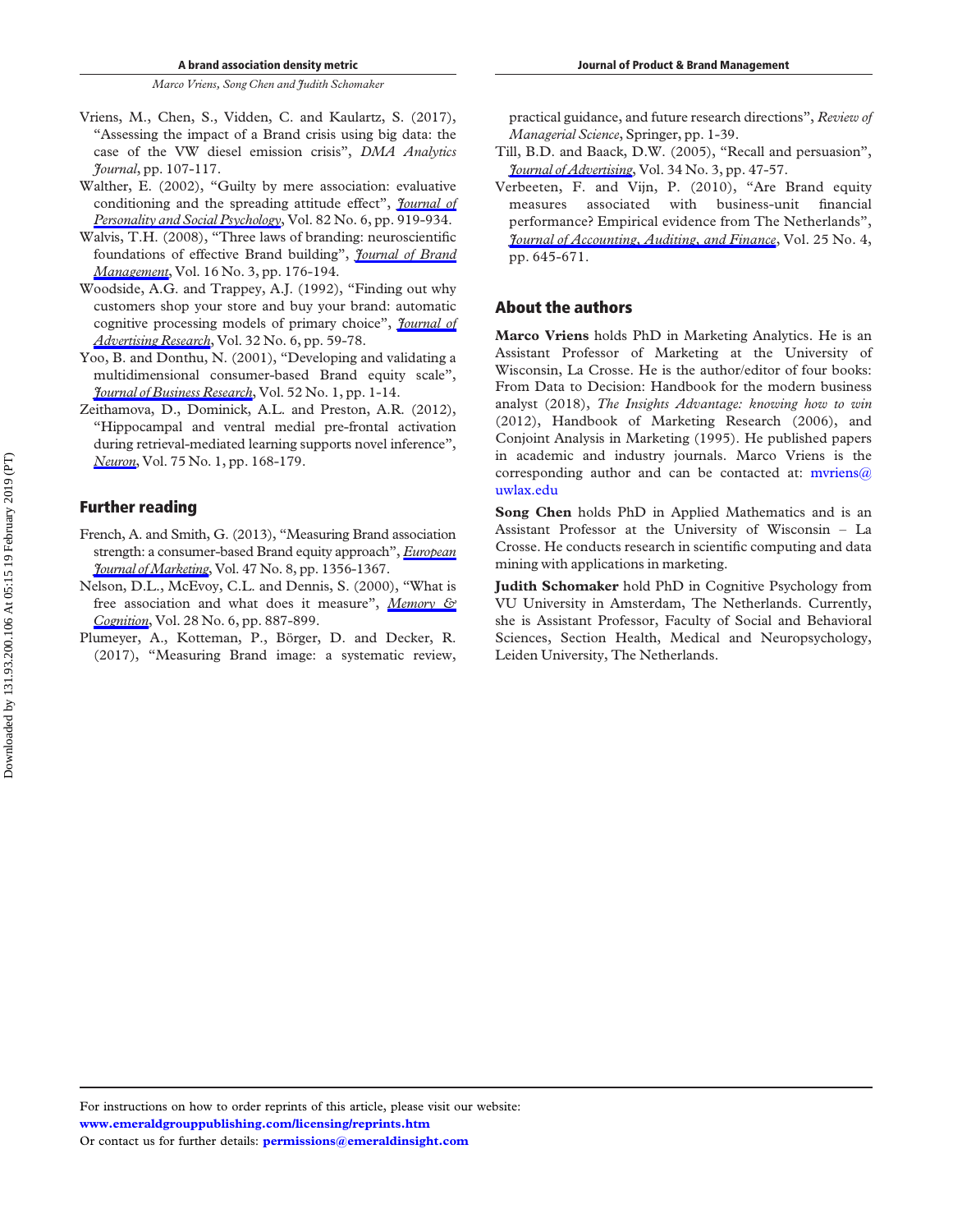Vriens, M., Chen, S., Vidden, C. and Kaulartz, S. (2017), "Assessing the impact of a Brand crisis using big data: the case of the VW diesel emission crisis", *DMA Analytics Journal*, pp. 107-117.

Walther, E. (2002), "Guilty by mere association: evaluative conditioning and the spreading attitude effect", *Journal of Personality and Social Psychology*, Vol. 82 No. 6, pp. 919-934.

Walvis, T.H. (2008), "Three laws of branding: neuroscientific foundations of effective Brand building", *Journal of Brand Management*, Vol. 16 No. 3, pp. 176-194.

Woodside, A.G. and Trappey, A.J. (1992), "Finding out why customers shop your store and buy your brand: automatic cognitive processing models of primary choice", *Journal of Advertising Research*, Vol. 32 No. 6, pp. 59-78.

Yoo, B. and Donthu, N. (2001), "Developing and validating a multidimensional consumer-based Brand equity scale", *Journal of Business Research*, Vol. 52 No. 1, pp. 1-14.

Zeithamova, D., Dominick, A.L. and Preston, A.R. (2012), "Hippocampal and ventral medial pre-frontal activation during retrieval-mediated learning supports novel inference", *Neuron*, Vol. 75 No. 1, pp. 168-179.

## Further reading

French, A. and Smith, G. (2013), "Measuring Brand association strength: a consumer-based Brand equity approach", *European Journal of Marketing*, Vol. 47 No. 8, pp. 1356-1367.

Nelson, D.L., McEvoy, C.L. and Dennis, S. (2000), "What is free association and what does it measure", *Memory & Cognition*, Vol. 28 No. 6, pp. 887-899.

Plumeyer, A., Kotteman, P., Börger, D. and Decker, R. (2017), "Measuring Brand image: a systematic review, practical guidance, and future research directions", *Review of Managerial Science*, Springer, pp. 1-39.

Till, B.D. and Baack, D.W. (2005), "Recall and persuasion", *Journal of Advertising*, Vol. 34 No. 3, pp. 47-57.

Verbeeten, F. and Vijn, P. (2010), "Are Brand equity measures associated with business-unit financial performance? Empirical evidence from The Netherlands", *Journal of Accounting, Auditing, and Finance*, Vol. 25 No. 4, pp. 645-671.

## About the authors

**Marco Vriens** holds PhD in Marketing Analytics. He is an Assistant Professor of Marketing at the University of Wisconsin, La Crosse. He is the author/editor of four books: From Data to Decision: Handbook for the modern business analyst (2018), *The Insights Advantage: knowing how to win* (2012), Handbook of Marketing Research (2006), and Conjoint Analysis in Marketing (1995). He published papers in academic and industry journals. Marco Vriens is the corresponding author and can be contacted at: mvriens@uwlax.edu

**Song Chen** holds PhD in Applied Mathematics and is an Assistant Professor at the University of Wisconsin – La Crosse. He conducts research in scientific computing and data mining with applications in marketing.

**Judith Schomaker** hold PhD in Cognitive Psychology from VU University in Amsterdam, The Netherlands. Currently, she is Assistant Professor, Faculty of Social and Behavioral Sciences, Section Health, Medical and Neuropsychology, Leiden University, The Netherlands.

For instructions on how to order reprints of this article, please visit our website:
**www.emeraldgrouppublishing.com/licensing/reprints.htm**
Or contact us for further details: **permissions@emeraldinsight.com**